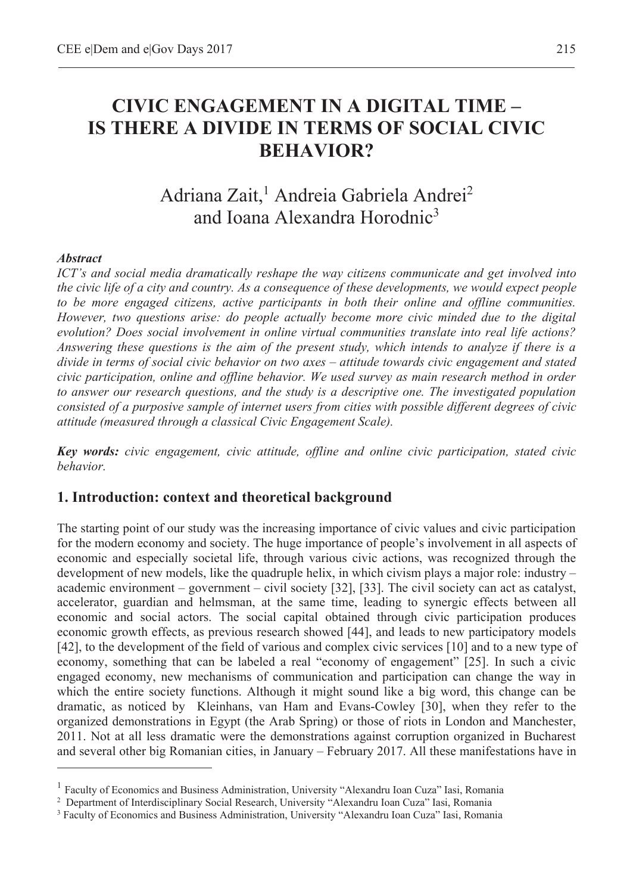# CIVIC ENGAGEMENT IN A DIGITAL TIME – IS THERE A DIVIDE IN TERMS OF SOCIAL CIVIC BEHAVIOR?

Adriana Zait,[1] Andreia Gabriela Andrei[2] and Ioana Alexandra Horodnic[3]

***Abstract***

*ICT's and social media dramatically reshape the way citizens communicate and get involved into the civic life of a city and country. As a consequence of these developments, we would expect people to be more engaged citizens, active participants in both their online and offline communities. However, two questions arise: do people actually become more civic minded due to the digital evolution? Does social involvement in online virtual communities translate into real life actions? Answering these questions is the aim of the present study, which intends to analyze if there is a divide in terms of social civic behavior on two axes – attitude towards civic engagement and stated civic participation, online and offline behavior. We used survey as main research method in order to answer our research questions, and the study is a descriptive one. The investigated population consisted of a purposive sample of internet users from cities with possible different degrees of civic attitude (measured through a classical Civic Engagement Scale).*

***Key words:*** *civic engagement, civic attitude, offline and online civic participation, stated civic behavior.*

## 1. Introduction: context and theoretical background

The starting point of our study was the increasing importance of civic values and civic participation for the modern economy and society. The huge importance of people's involvement in all aspects of economic and especially societal life, through various civic actions, was recognized through the development of new models, like the quadruple helix, in which civism plays a major role: industry – academic environment – government – civil society [32], [33]. The civil society can act as catalyst, accelerator, guardian and helmsman, at the same time, leading to synergic effects between all economic and social actors. The social capital obtained through civic participation produces economic growth effects, as previous research showed [44], and leads to new participatory models [42], to the development of the field of various and complex civic services [10] and to a new type of economy, something that can be labeled a real "economy of engagement" [25]. In such a civic engaged economy, new mechanisms of communication and participation can change the way in which the entire society functions. Although it might sound like a big word, this change can be dramatic, as noticed by Kleinhans, van Ham and Evans-Cowley [30], when they refer to the organized demonstrations in Egypt (the Arab Spring) or those of riots in London and Manchester, 2011. Not at all less dramatic were the demonstrations against corruption organized in Bucharest and several other big Romanian cities, in January – February 2017. All these manifestations have in

---

[1] Faculty of Economics and Business Administration, University "Alexandru Ioan Cuza" Iasi, Romania

[2] Department of Interdisciplinary Social Research, University "Alexandru Ioan Cuza" Iasi, Romania

[3] Faculty of Economics and Business Administration, University "Alexandru Ioan Cuza" Iasi, Romania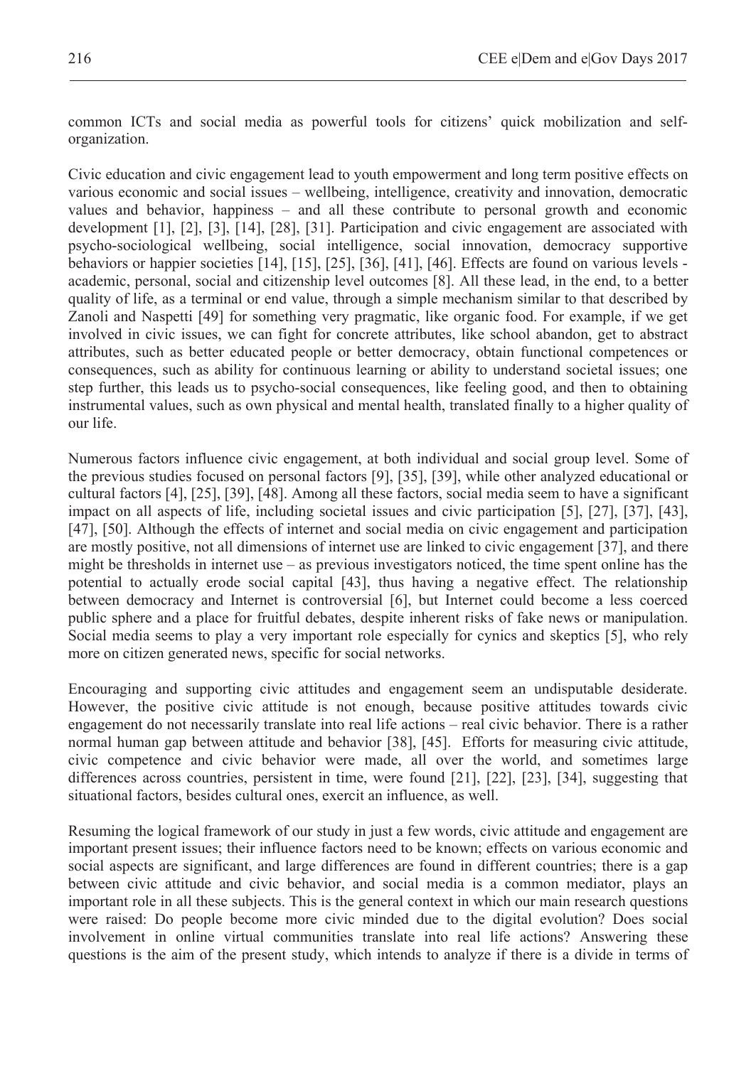common ICTs and social media as powerful tools for citizens' quick mobilization and self-organization.

Civic education and civic engagement lead to youth empowerment and long term positive effects on various economic and social issues – wellbeing, intelligence, creativity and innovation, democratic values and behavior, happiness – and all these contribute to personal growth and economic development [1], [2], [3], [14], [28], [31]. Participation and civic engagement are associated with psycho-sociological wellbeing, social intelligence, social innovation, democracy supportive behaviors or happier societies [14], [15], [25], [36], [41], [46]. Effects are found on various levels - academic, personal, social and citizenship level outcomes [8]. All these lead, in the end, to a better quality of life, as a terminal or end value, through a simple mechanism similar to that described by Zanoli and Naspetti [49] for something very pragmatic, like organic food. For example, if we get involved in civic issues, we can fight for concrete attributes, like school abandon, get to abstract attributes, such as better educated people or better democracy, obtain functional competences or consequences, such as ability for continuous learning or ability to understand societal issues; one step further, this leads us to psycho-social consequences, like feeling good, and then to obtaining instrumental values, such as own physical and mental health, translated finally to a higher quality of our life.

Numerous factors influence civic engagement, at both individual and social group level. Some of the previous studies focused on personal factors [9], [35], [39], while other analyzed educational or cultural factors [4], [25], [39], [48]. Among all these factors, social media seem to have a significant impact on all aspects of life, including societal issues and civic participation [5], [27], [37], [43], [47], [50]. Although the effects of internet and social media on civic engagement and participation are mostly positive, not all dimensions of internet use are linked to civic engagement [37], and there might be thresholds in internet use – as previous investigators noticed, the time spent online has the potential to actually erode social capital [43], thus having a negative effect. The relationship between democracy and Internet is controversial [6], but Internet could become a less coerced public sphere and a place for fruitful debates, despite inherent risks of fake news or manipulation. Social media seems to play a very important role especially for cynics and skeptics [5], who rely more on citizen generated news, specific for social networks.

Encouraging and supporting civic attitudes and engagement seem an undisputable desiderate. However, the positive civic attitude is not enough, because positive attitudes towards civic engagement do not necessarily translate into real life actions – real civic behavior. There is a rather normal human gap between attitude and behavior [38], [45]. Efforts for measuring civic attitude, civic competence and civic behavior were made, all over the world, and sometimes large differences across countries, persistent in time, were found [21], [22], [23], [34], suggesting that situational factors, besides cultural ones, exercit an influence, as well.

Resuming the logical framework of our study in just a few words, civic attitude and engagement are important present issues; their influence factors need to be known; effects on various economic and social aspects are significant, and large differences are found in different countries; there is a gap between civic attitude and civic behavior, and social media is a common mediator, plays an important role in all these subjects. This is the general context in which our main research questions were raised: Do people become more civic minded due to the digital evolution? Does social involvement in online virtual communities translate into real life actions? Answering these questions is the aim of the present study, which intends to analyze if there is a divide in terms of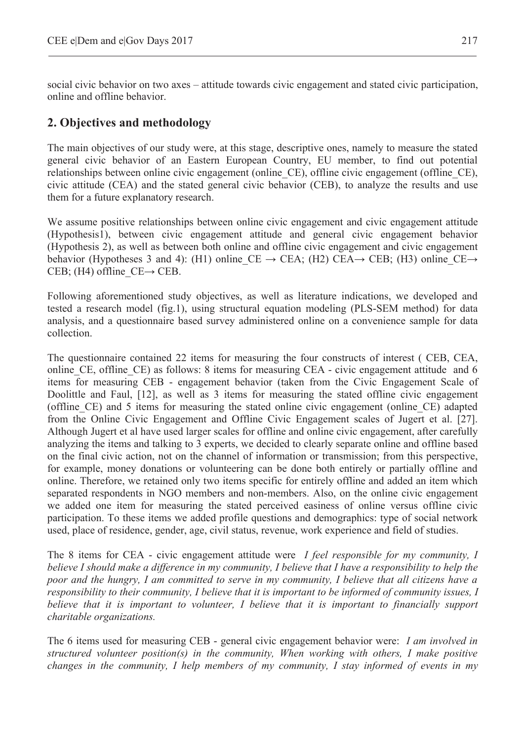social civic behavior on two axes – attitude towards civic engagement and stated civic participation, online and offline behavior.

## 2. Objectives and methodology

The main objectives of our study were, at this stage, descriptive ones, namely to measure the stated general civic behavior of an Eastern European Country, EU member, to find out potential relationships between online civic engagement (online_CE), offline civic engagement (offline_CE), civic attitude (CEA) and the stated general civic behavior (CEB), to analyze the results and use them for a future explanatory research.

We assume positive relationships between online civic engagement and civic engagement attitude (Hypothesis1), between civic engagement attitude and general civic engagement behavior (Hypothesis 2), as well as between both online and offline civic engagement and civic engagement behavior (Hypotheses 3 and 4): (H1) online_CE → CEA; (H2) CEA→ CEB; (H3) online_CE→ CEB; (H4) offline_CE→ CEB.

Following aforementioned study objectives, as well as literature indications, we developed and tested a research model (fig.1), using structural equation modeling (PLS-SEM method) for data analysis, and a questionnaire based survey administered online on a convenience sample for data collection.

The questionnaire contained 22 items for measuring the four constructs of interest ( CEB, CEA, online_CE, offline_CE) as follows: 8 items for measuring CEA - civic engagement attitude and 6 items for measuring CEB - engagement behavior (taken from the Civic Engagement Scale of Doolittle and Faul, [12], as well as 3 items for measuring the stated offline civic engagement (offline_CE) and 5 items for measuring the stated online civic engagement (online_CE) adapted from the Online Civic Engagement and Offline Civic Engagement scales of Jugert et al. [27]. Although Jugert et al have used larger scales for offline and online civic engagement, after carefully analyzing the items and talking to 3 experts, we decided to clearly separate online and offline based on the final civic action, not on the channel of information or transmission; from this perspective, for example, money donations or volunteering can be done both entirely or partially offline and online. Therefore, we retained only two items specific for entirely offline and added an item which separated respondents in NGO members and non-members. Also, on the online civic engagement we added one item for measuring the stated perceived easiness of online versus offline civic participation. To these items we added profile questions and demographics: type of social network used, place of residence, gender, age, civil status, revenue, work experience and field of studies.

The 8 items for CEA - civic engagement attitude were *I feel responsible for my community, I believe I should make a difference in my community, I believe that I have a responsibility to help the poor and the hungry, I am committed to serve in my community, I believe that all citizens have a responsibility to their community, I believe that it is important to be informed of community issues, I believe that it is important to volunteer, I believe that it is important to financially support charitable organizations.*

The 6 items used for measuring CEB - general civic engagement behavior were: *I am involved in structured volunteer position(s) in the community, When working with others, I make positive changes in the community, I help members of my community, I stay informed of events in my*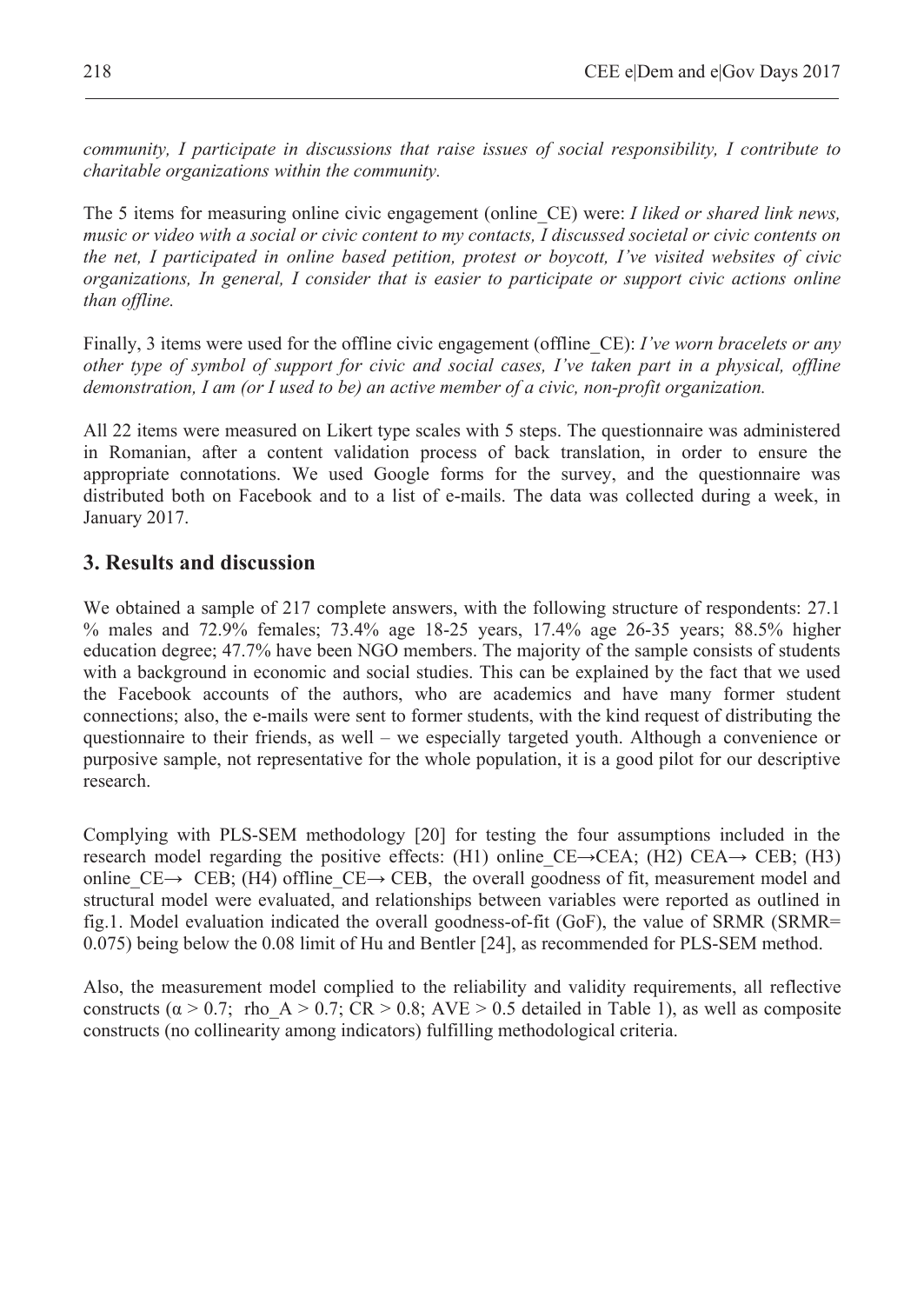*community, I participate in discussions that raise issues of social responsibility, I contribute to charitable organizations within the community.*

The 5 items for measuring online civic engagement (online_CE) were: *I liked or shared link news, music or video with a social or civic content to my contacts, I discussed societal or civic contents on the net, I participated in online based petition, protest or boycott, I've visited websites of civic organizations, In general, I consider that is easier to participate or support civic actions online than offline.*

Finally, 3 items were used for the offline civic engagement (offline_CE): *I've worn bracelets or any other type of symbol of support for civic and social cases, I've taken part in a physical, offline demonstration, I am (or I used to be) an active member of a civic, non-profit organization.*

All 22 items were measured on Likert type scales with 5 steps. The questionnaire was administered in Romanian, after a content validation process of back translation, in order to ensure the appropriate connotations. We used Google forms for the survey, and the questionnaire was distributed both on Facebook and to a list of e-mails. The data was collected during a week, in January 2017.

## 3. Results and discussion

We obtained a sample of 217 complete answers, with the following structure of respondents: 27.1 % males and 72.9% females; 73.4% age 18-25 years, 17.4% age 26-35 years; 88.5% higher education degree; 47.7% have been NGO members. The majority of the sample consists of students with a background in economic and social studies. This can be explained by the fact that we used the Facebook accounts of the authors, who are academics and have many former student connections; also, the e-mails were sent to former students, with the kind request of distributing the questionnaire to their friends, as well – we especially targeted youth. Although a convenience or purposive sample, not representative for the whole population, it is a good pilot for our descriptive research.

Complying with PLS-SEM methodology [20] for testing the four assumptions included in the research model regarding the positive effects: (H1) online_CE→CEA; (H2) CEA→ CEB; (H3) online_CE→ CEB; (H4) offline_CE→ CEB, the overall goodness of fit, measurement model and structural model were evaluated, and relationships between variables were reported as outlined in fig.1. Model evaluation indicated the overall goodness-of-fit (GoF), the value of SRMR (SRMR= 0.075) being below the 0.08 limit of Hu and Bentler [24], as recommended for PLS-SEM method.

Also, the measurement model complied to the reliability and validity requirements, all reflective constructs ($\alpha > 0.7$; rho_A $> 0.7$; CR $> 0.8$; AVE $> 0.5$ detailed in Table 1), as well as composite constructs (no collinearity among indicators) fulfilling methodological criteria.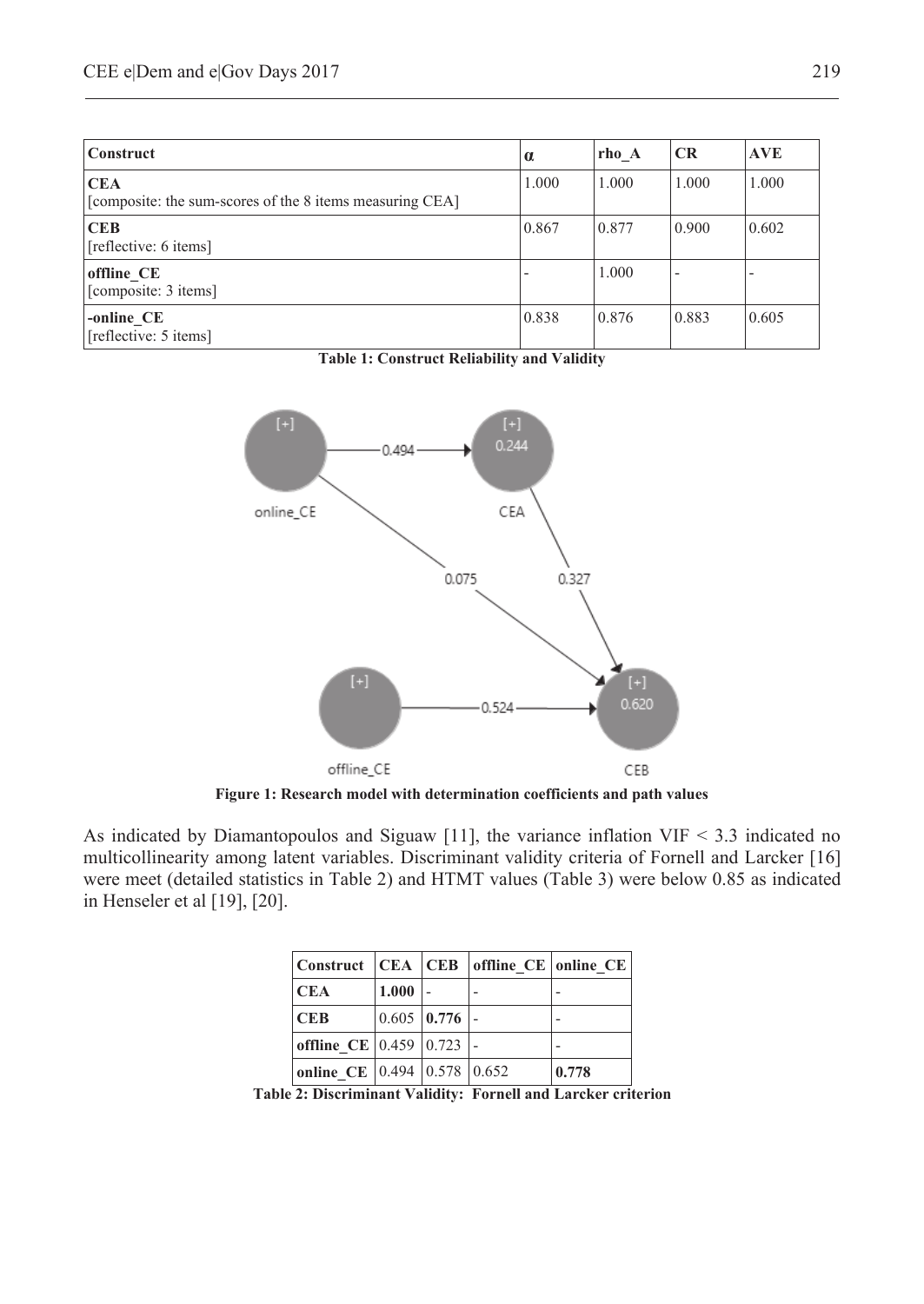| Construct | α | rho_A | CR | AVE |
| --- | --- | --- | --- | --- |
| **CEA**<br>[composite: the sum-scores of the 8 items measuring CEA] | 1.000 | 1.000 | 1.000 | 1.000 |
| **CEB**<br>[reflective: 6 items] | 0.867 | 0.877 | 0.900 | 0.602 |
| **offline_CE**<br>[composite: 3 items] | - | 1.000 | - | - |
| **-online_CE**<br>[reflective: 5 items] | 0.838 | 0.876 | 0.883 | 0.605 |

**Table 1: Construct Reliability and Validity**

**Figure 1: Research model with determination coefficients and path values**

As indicated by Diamantopoulos and Siguaw [11], the variance inflation VIF < 3.3 indicated no multicollinearity among latent variables. Discriminant validity criteria of Fornell and Larcker [16] were meet (detailed statistics in Table 2) and HTMT values (Table 3) were below 0.85 as indicated in Henseler et al [19], [20].

| Construct | CEA | CEB | offline_CE | online_CE |
| --- | --- | --- | --- | --- |
| **CEA** | **1.000** | - | - | - |
| **CEB** | 0.605 | **0.776** | - | - |
| **offline_CE** | 0.459 | 0.723 | - | - |
| **online_CE** | 0.494 | 0.578 | 0.652 | **0.778** |

**Table 2: Discriminant Validity: Fornell and Larcker criterion**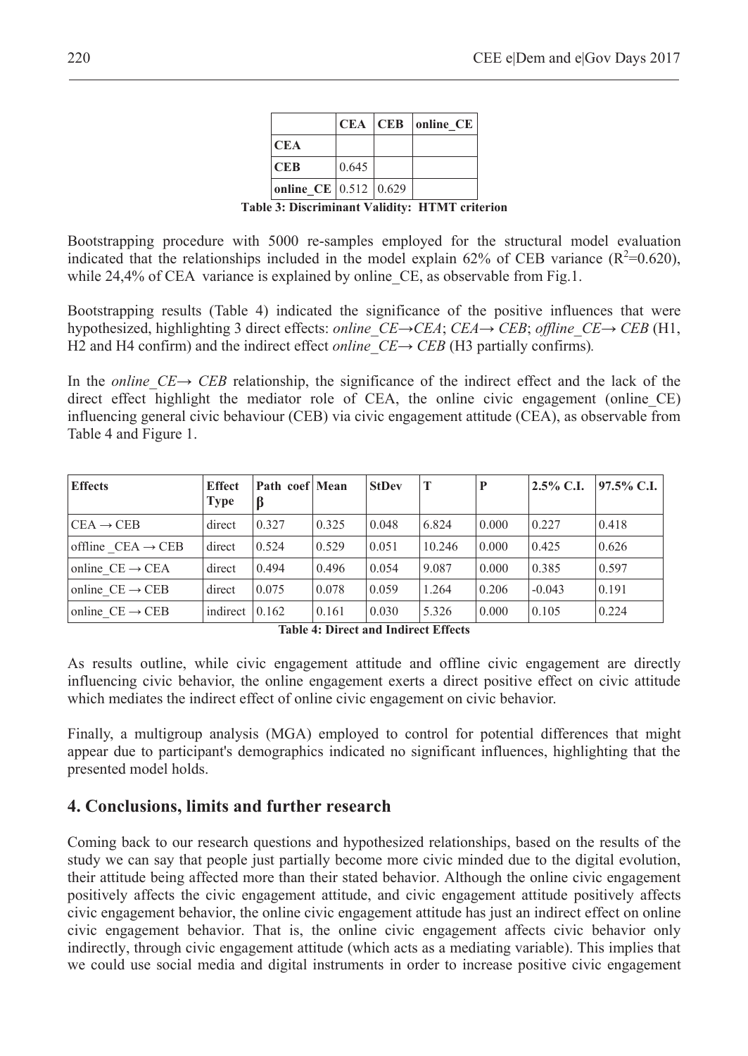|  | CEA | CEB | online_CE |
|---|---|---|---|
| CEA |  |  |  |
| CEB | 0.645 |  |  |
| online_CE | 0.512 | 0.629 |  |

**Table 3: Discriminant Validity: HTMT criterion**

Bootstrapping procedure with 5000 re-samples employed for the structural model evaluation indicated that the relationships included in the model explain 62% of CEB variance ($R^2$=0.620), while 24,4% of CEA variance is explained by online_CE, as observable from Fig.1.

Bootstrapping results (Table 4) indicated the significance of the positive influences that were hypothesized, highlighting 3 direct effects: *online_CE→CEA*; *CEA→ CEB*; *offline_CE→ CEB* (H1, H2 and H4 confirm) and the indirect effect *online_CE→ CEB* (H3 partially confirms).

In the *online_CE→ CEB* relationship, the significance of the indirect effect and the lack of the direct effect highlight the mediator role of CEA, the online civic engagement (online_CE) influencing general civic behaviour (CEB) via civic engagement attitude (CEA), as observable from Table 4 and Figure 1.

| Effects | Effect Type | Path coef β | Mean | StDev | T | P | 2.5% C.I. | 97.5% C.I. |
|---|---|---|---|---|---|---|---|---|
| CEA → CEB | direct | 0.327 | 0.325 | 0.048 | 6.824 | 0.000 | 0.227 | 0.418 |
| offline _CEA → CEB | direct | 0.524 | 0.529 | 0.051 | 10.246 | 0.000 | 0.425 | 0.626 |
| online_CE → CEA | direct | 0.494 | 0.496 | 0.054 | 9.087 | 0.000 | 0.385 | 0.597 |
| online_CE → CEB | direct | 0.075 | 0.078 | 0.059 | 1.264 | 0.206 | -0.043 | 0.191 |
| online_CE → CEB | indirect | 0.162 | 0.161 | 0.030 | 5.326 | 0.000 | 0.105 | 0.224 |

**Table 4: Direct and Indirect Effects**

As results outline, while civic engagement attitude and offline civic engagement are directly influencing civic behavior, the online engagement exerts a direct positive effect on civic attitude which mediates the indirect effect of online civic engagement on civic behavior.

Finally, a multigroup analysis (MGA) employed to control for potential differences that might appear due to participant's demographics indicated no significant influences, highlighting that the presented model holds.

## 4. Conclusions, limits and further research

Coming back to our research questions and hypothesized relationships, based on the results of the study we can say that people just partially become more civic minded due to the digital evolution, their attitude being affected more than their stated behavior. Although the online civic engagement positively affects the civic engagement attitude, and civic engagement attitude positively affects civic engagement behavior, the online civic engagement attitude has just an indirect effect on online civic engagement behavior. That is, the online civic engagement affects civic behavior only indirectly, through civic engagement attitude (which acts as a mediating variable). This implies that we could use social media and digital instruments in order to increase positive civic engagement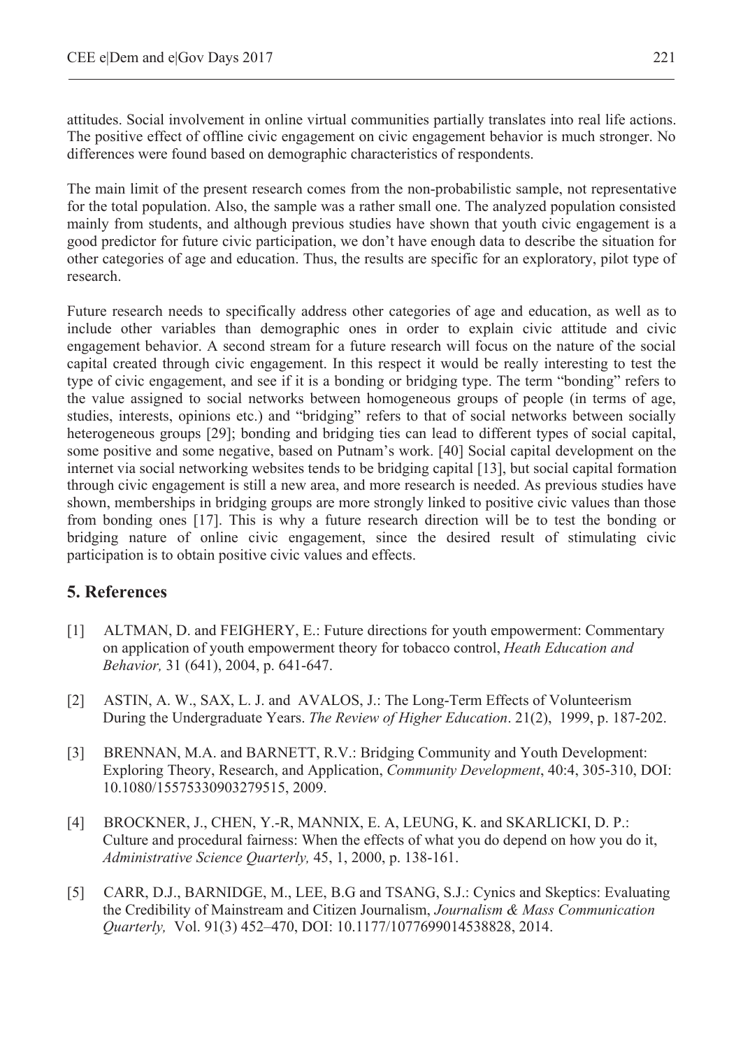attitudes. Social involvement in online virtual communities partially translates into real life actions. The positive effect of offline civic engagement on civic engagement behavior is much stronger. No differences were found based on demographic characteristics of respondents.

The main limit of the present research comes from the non-probabilistic sample, not representative for the total population. Also, the sample was a rather small one. The analyzed population consisted mainly from students, and although previous studies have shown that youth civic engagement is a good predictor for future civic participation, we don't have enough data to describe the situation for other categories of age and education. Thus, the results are specific for an exploratory, pilot type of research.

Future research needs to specifically address other categories of age and education, as well as to include other variables than demographic ones in order to explain civic attitude and civic engagement behavior. A second stream for a future research will focus on the nature of the social capital created through civic engagement. In this respect it would be really interesting to test the type of civic engagement, and see if it is a bonding or bridging type. The term "bonding" refers to the value assigned to social networks between homogeneous groups of people (in terms of age, studies, interests, opinions etc.) and "bridging" refers to that of social networks between socially heterogeneous groups [29]; bonding and bridging ties can lead to different types of social capital, some positive and some negative, based on Putnam's work. [40] Social capital development on the internet via social networking websites tends to be bridging capital [13], but social capital formation through civic engagement is still a new area, and more research is needed. As previous studies have shown, memberships in bridging groups are more strongly linked to positive civic values than those from bonding ones [17]. This is why a future research direction will be to test the bonding or bridging nature of online civic engagement, since the desired result of stimulating civic participation is to obtain positive civic values and effects.

## 5. References

[1] ALTMAN, D. and FEIGHERY, E.: Future directions for youth empowerment: Commentary on application of youth empowerment theory for tobacco control, *Heath Education and Behavior,* 31 (641), 2004, p. 641-647.

[2] ASTIN, A. W., SAX, L. J. and AVALOS, J.: The Long-Term Effects of Volunteerism During the Undergraduate Years. *The Review of Higher Education*. 21(2), 1999, p. 187-202.

[3] BRENNAN, M.A. and BARNETT, R.V.: Bridging Community and Youth Development: Exploring Theory, Research, and Application, *Community Development*, 40:4, 305-310, DOI: 10.1080/15575330903279515, 2009.

[4] BROCKNER, J., CHEN, Y.-R, MANNIX, E. A, LEUNG, K. and SKARLICKI, D. P.: Culture and procedural fairness: When the effects of what you do depend on how you do it, *Administrative Science Quarterly,* 45, 1, 2000, p. 138-161.

[5] CARR, D.J., BARNIDGE, M., LEE, B.G and TSANG, S.J.: Cynics and Skeptics: Evaluating the Credibility of Mainstream and Citizen Journalism, *Journalism & Mass Communication Quarterly,* Vol. 91(3) 452–470, DOI: 10.1177/1077699014538828, 2014.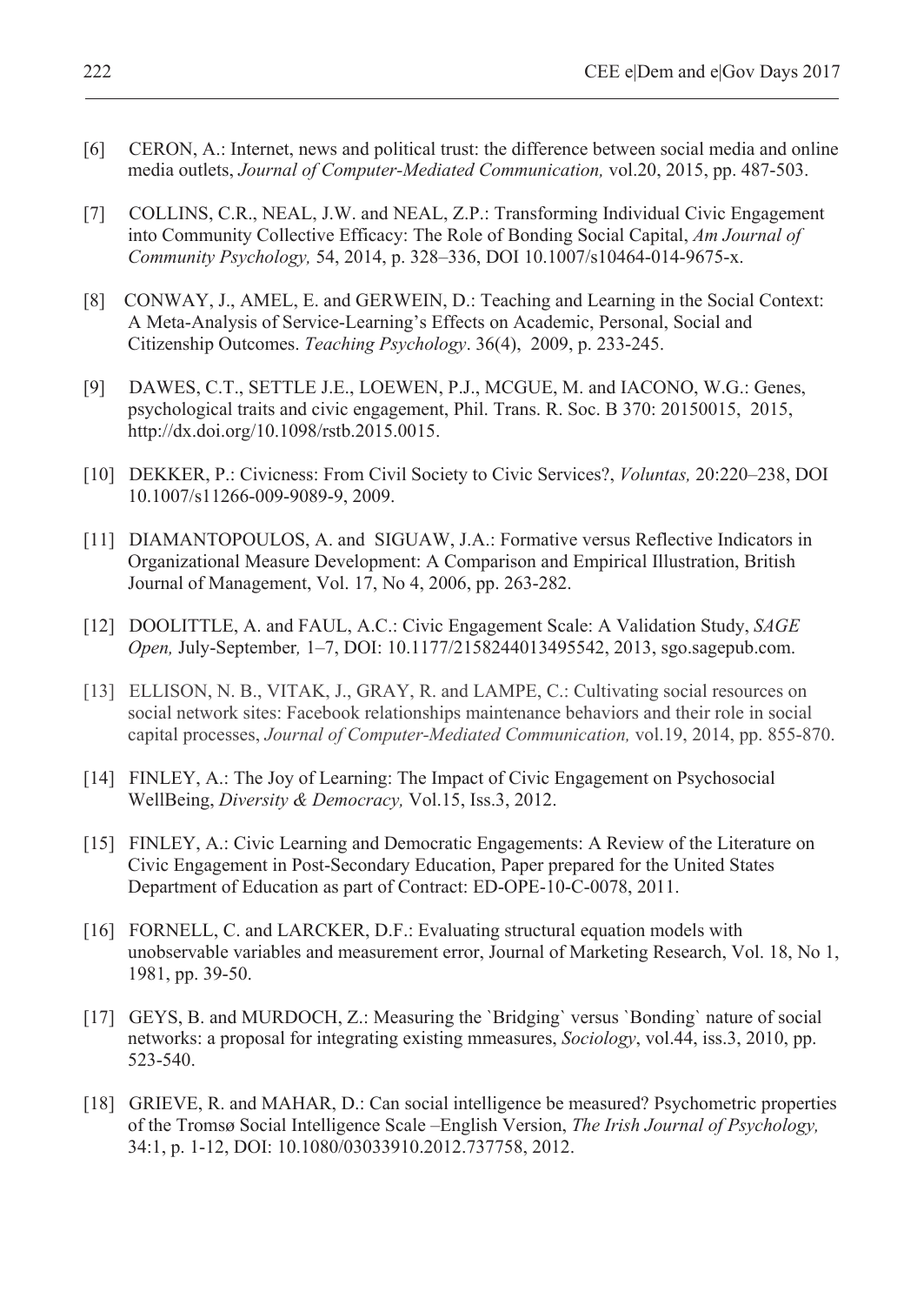[6] CERON, A.: Internet, news and political trust: the difference between social media and online media outlets, *Journal of Computer-Mediated Communication,* vol.20, 2015, pp. 487-503.

[7] COLLINS, C.R., NEAL, J.W. and NEAL, Z.P.: Transforming Individual Civic Engagement into Community Collective Efficacy: The Role of Bonding Social Capital, *Am Journal of Community Psychology,* 54, 2014, p. 328–336, DOI 10.1007/s10464-014-9675-x.

[8] CONWAY, J., AMEL, E. and GERWEIN, D.: Teaching and Learning in the Social Context: A Meta-Analysis of Service-Learning's Effects on Academic, Personal, Social and Citizenship Outcomes. *Teaching Psychology*. 36(4), 2009, p. 233-245.

[9] DAWES, C.T., SETTLE J.E., LOEWEN, P.J., MCGUE, M. and IACONO, W.G.: Genes, psychological traits and civic engagement, Phil. Trans. R. Soc. B 370: 20150015, 2015, http://dx.doi.org/10.1098/rstb.2015.0015.

[10] DEKKER, P.: Civicness: From Civil Society to Civic Services?, *Voluntas,* 20:220–238, DOI 10.1007/s11266-009-9089-9, 2009.

[11] DIAMANTOPOULOS, A. and SIGUAW, J.A.: Formative versus Reflective Indicators in Organizational Measure Development: A Comparison and Empirical Illustration, British Journal of Management, Vol. 17, No 4, 2006, pp. 263-282.

[12] DOOLITTLE, A. and FAUL, A.C.: Civic Engagement Scale: A Validation Study, *SAGE Open,* July-September*,* 1–7, DOI: 10.1177/2158244013495542, 2013, sgo.sagepub.com.

[13] ELLISON, N. B., VITAK, J., GRAY, R. and LAMPE, C.: Cultivating social resources on social network sites: Facebook relationships maintenance behaviors and their role in social capital processes, *Journal of Computer-Mediated Communication,* vol.19, 2014, pp. 855-870.

[14] FINLEY, A.: The Joy of Learning: The Impact of Civic Engagement on Psychosocial WellBeing, *Diversity & Democracy,* Vol.15, Iss.3, 2012.

[15] FINLEY, A.: Civic Learning and Democratic Engagements: A Review of the Literature on Civic Engagement in Post-Secondary Education, Paper prepared for the United States Department of Education as part of Contract: ED-OPE-10-C-0078, 2011.

[16] FORNELL, C. and LARCKER, D.F.: Evaluating structural equation models with unobservable variables and measurement error, Journal of Marketing Research, Vol. 18, No 1, 1981, pp. 39-50.

[17] GEYS, B. and MURDOCH, Z.: Measuring the `Bridging` versus `Bonding` nature of social networks: a proposal for integrating existing mmeasures, *Sociology*, vol.44, iss.3, 2010, pp. 523-540.

[18] GRIEVE, R. and MAHAR, D.: Can social intelligence be measured? Psychometric properties of the Tromsø Social Intelligence Scale –English Version, *The Irish Journal of Psychology,* 34:1, p. 1-12, DOI: 10.1080/03033910.2012.737758, 2012.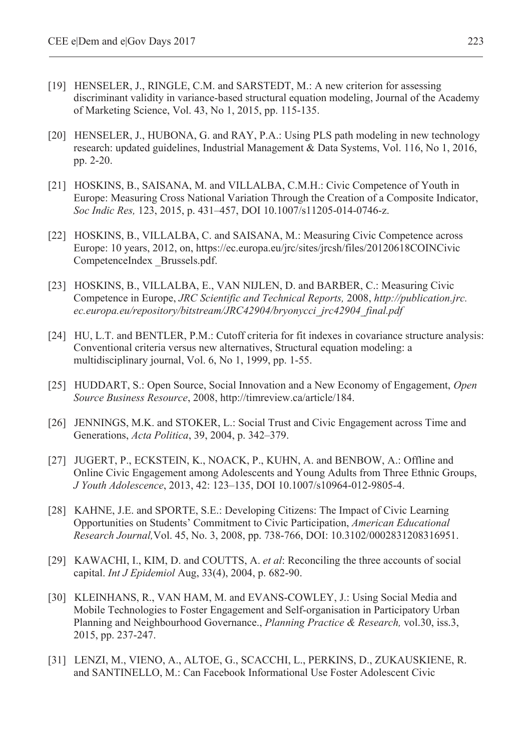[19] HENSELER, J., RINGLE, C.M. and SARSTEDT, M.: A new criterion for assessing discriminant validity in variance-based structural equation modeling, Journal of the Academy of Marketing Science, Vol. 43, No 1, 2015, pp. 115-135.

[20] HENSELER, J., HUBONA, G. and RAY, P.A.: Using PLS path modeling in new technology research: updated guidelines, Industrial Management & Data Systems, Vol. 116, No 1, 2016, pp. 2-20.

[21] HOSKINS, B., SAISANA, M. and VILLALBA, C.M.H.: Civic Competence of Youth in Europe: Measuring Cross National Variation Through the Creation of a Composite Indicator, *Soc Indic Res,* 123, 2015, p. 431–457, DOI 10.1007/s11205-014-0746-z.

[22] HOSKINS, B., VILLALBA, C. and SAISANA, M.: Measuring Civic Competence across Europe: 10 years, 2012, on, https://ec.europa.eu/jrc/sites/jrcsh/files/20120618COINCivic CompetenceIndex _Brussels.pdf.

[23] HOSKINS, B., VILLALBA, E., VAN NIJLEN, D. and BARBER, C.: Measuring Civic Competence in Europe, *JRC Scientific and Technical Reports,* 2008, *http://publication.jrc.ec.europa.eu/repository/bitstream/JRC42904/bryonycci_jrc42904_final.pdf*

[24] HU, L.T. and BENTLER, P.M.: Cutoff criteria for fit indexes in covariance structure analysis: Conventional criteria versus new alternatives, Structural equation modeling: a multidisciplinary journal, Vol. 6, No 1, 1999, pp. 1-55.

[25] HUDDART, S.: Open Source, Social Innovation and a New Economy of Engagement, *Open Source Business Resource*, 2008, http://timreview.ca/article/184.

[26] JENNINGS, M.K. and STOKER, L.: Social Trust and Civic Engagement across Time and Generations, *Acta Politica*, 39, 2004, p. 342–379.

[27] JUGERT, P., ECKSTEIN, K., NOACK, P., KUHN, A. and BENBOW, A.: Offline and Online Civic Engagement among Adolescents and Young Adults from Three Ethnic Groups, *J Youth Adolescence*, 2013, 42: 123–135, DOI 10.1007/s10964-012-9805-4.

[28] KAHNE, J.E. and SPORTE, S.E.: Developing Citizens: The Impact of Civic Learning Opportunities on Students' Commitment to Civic Participation, *American Educational Research Journal,*Vol. 45, No. 3, 2008, pp. 738-766, DOI: 10.3102/0002831208316951.

[29] KAWACHI, I., KIM, D. and COUTTS, A. *et al*: Reconciling the three accounts of social capital. *Int J Epidemiol* Aug, 33(4), 2004, p. 682-90.

[30] KLEINHANS, R., VAN HAM, M. and EVANS-COWLEY, J.: Using Social Media and Mobile Technologies to Foster Engagement and Self-organisation in Participatory Urban Planning and Neighbourhood Governance., *Planning Practice & Research,* vol.30, iss.3, 2015, pp. 237-247.

[31] LENZI, M., VIENO, A., ALTOE, G., SCACCHI, L., PERKINS, D., ZUKAUSKIENE, R. and SANTINELLO, M.: Can Facebook Informational Use Foster Adolescent Civic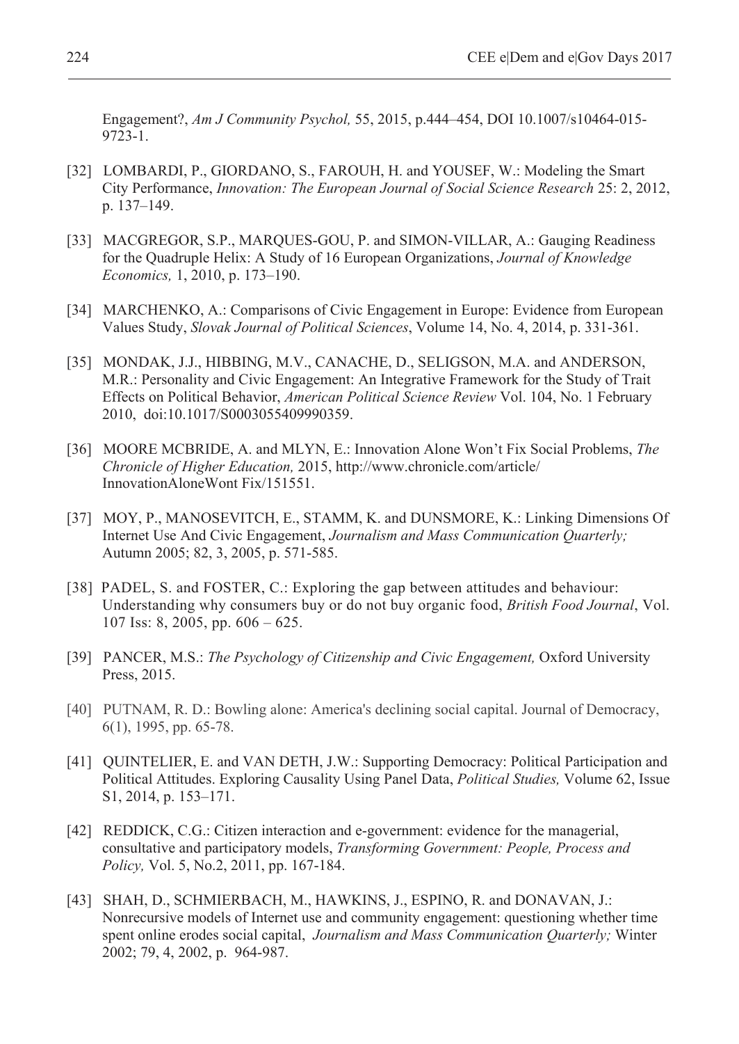Engagement?, *Am J Community Psychol,* 55, 2015, p.444–454, DOI 10.1007/s10464-015-9723-1.

[32] LOMBARDI, P., GIORDANO, S., FAROUH, H. and YOUSEF, W.: Modeling the Smart City Performance, *Innovation: The European Journal of Social Science Research* 25: 2, 2012, p. 137–149.

[33] MACGREGOR, S.P., MARQUES-GOU, P. and SIMON-VILLAR, A.: Gauging Readiness for the Quadruple Helix: A Study of 16 European Organizations, *Journal of Knowledge Economics,* 1, 2010, p. 173–190.

[34] MARCHENKO, A.: Comparisons of Civic Engagement in Europe: Evidence from European Values Study, *Slovak Journal of Political Sciences*, Volume 14, No. 4, 2014, p. 331-361.

[35] MONDAK, J.J., HIBBING, M.V., CANACHE, D., SELIGSON, M.A. and ANDERSON, M.R.: Personality and Civic Engagement: An Integrative Framework for the Study of Trait Effects on Political Behavior, *American Political Science Review* Vol. 104, No. 1 February 2010, doi:10.1017/S0003055409990359.

[36] MOORE MCBRIDE, A. and MLYN, E.: Innovation Alone Won't Fix Social Problems, *The Chronicle of Higher Education,* 2015, http://www.chronicle.com/article/InnovationAloneWont Fix/151551.

[37] MOY, P., MANOSEVITCH, E., STAMM, K. and DUNSMORE, K.: Linking Dimensions Of Internet Use And Civic Engagement, *Journalism and Mass Communication Quarterly;* Autumn 2005; 82, 3, 2005, p. 571-585.

[38] PADEL, S. and FOSTER, C.: Exploring the gap between attitudes and behaviour: Understanding why consumers buy or do not buy organic food, *British Food Journal*, Vol. 107 Iss: 8, 2005, pp. 606 – 625.

[39] PANCER, M.S.: *The Psychology of Citizenship and Civic Engagement,* Oxford University Press, 2015.

[40] PUTNAM, R. D.: Bowling alone: America's declining social capital. Journal of Democracy, 6(1), 1995, pp. 65-78.

[41] QUINTELIER, E. and VAN DETH, J.W.: Supporting Democracy: Political Participation and Political Attitudes. Exploring Causality Using Panel Data, *Political Studies,* Volume 62, Issue S1, 2014, p. 153–171.

[42] REDDICK, C.G.: Citizen interaction and e-government: evidence for the managerial, consultative and participatory models, *Transforming Government: People, Process and Policy,* Vol. 5, No.2, 2011, pp. 167-184.

[43] SHAH, D., SCHMIERBACH, M., HAWKINS, J., ESPINO, R. and DONAVAN, J.: Nonrecursive models of Internet use and community engagement: questioning whether time spent online erodes social capital, *Journalism and Mass Communication Quarterly;* Winter 2002; 79, 4, 2002, p. 964-987.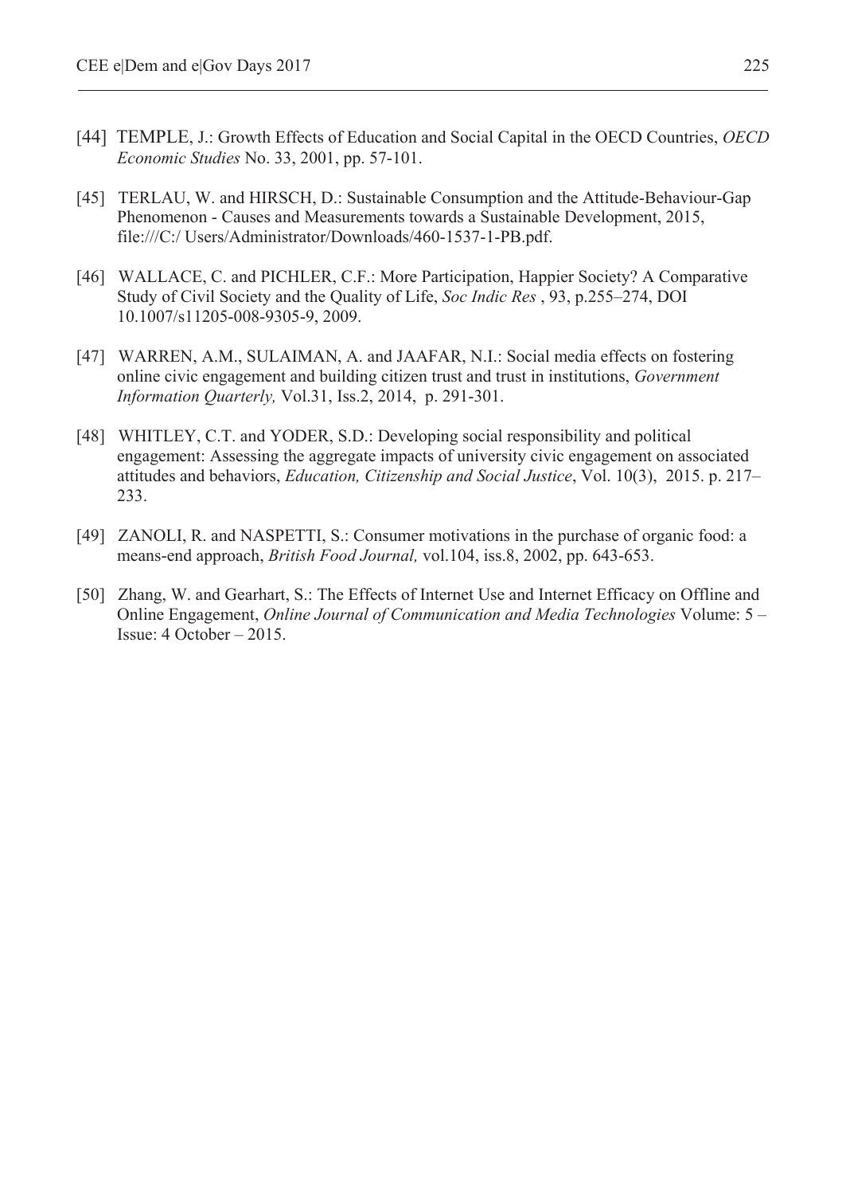[44] TEMPLE, J.: Growth Effects of Education and Social Capital in the OECD Countries, *OECD Economic Studies* No. 33, 2001, pp. 57-101.

[45] TERLAU, W. and HIRSCH, D.: Sustainable Consumption and the Attitude-Behaviour-Gap Phenomenon - Causes and Measurements towards a Sustainable Development, 2015, file:///C:/ Users/Administrator/Downloads/460-1537-1-PB.pdf.

[46] WALLACE, C. and PICHLER, C.F.: More Participation, Happier Society? A Comparative Study of Civil Society and the Quality of Life, *Soc Indic Res* , 93, p.255–274, DOI 10.1007/s11205-008-9305-9, 2009.

[47] WARREN, A.M., SULAIMAN, A. and JAAFAR, N.I.: Social media effects on fostering online civic engagement and building citizen trust and trust in institutions, *Government Information Quarterly,* Vol.31, Iss.2, 2014, p. 291-301.

[48] WHITLEY, C.T. and YODER, S.D.: Developing social responsibility and political engagement: Assessing the aggregate impacts of university civic engagement on associated attitudes and behaviors, *Education, Citizenship and Social Justice*, Vol. 10(3), 2015. p. 217–233.

[49] ZANOLI, R. and NASPETTI, S.: Consumer motivations in the purchase of organic food: a means-end approach, *British Food Journal,* vol.104, iss.8, 2002, pp. 643-653.

[50] Zhang, W. and Gearhart, S.: The Effects of Internet Use and Internet Efficacy on Offline and Online Engagement, *Online Journal of Communication and Media Technologies* Volume: 5 – Issue: 4 October – 2015.